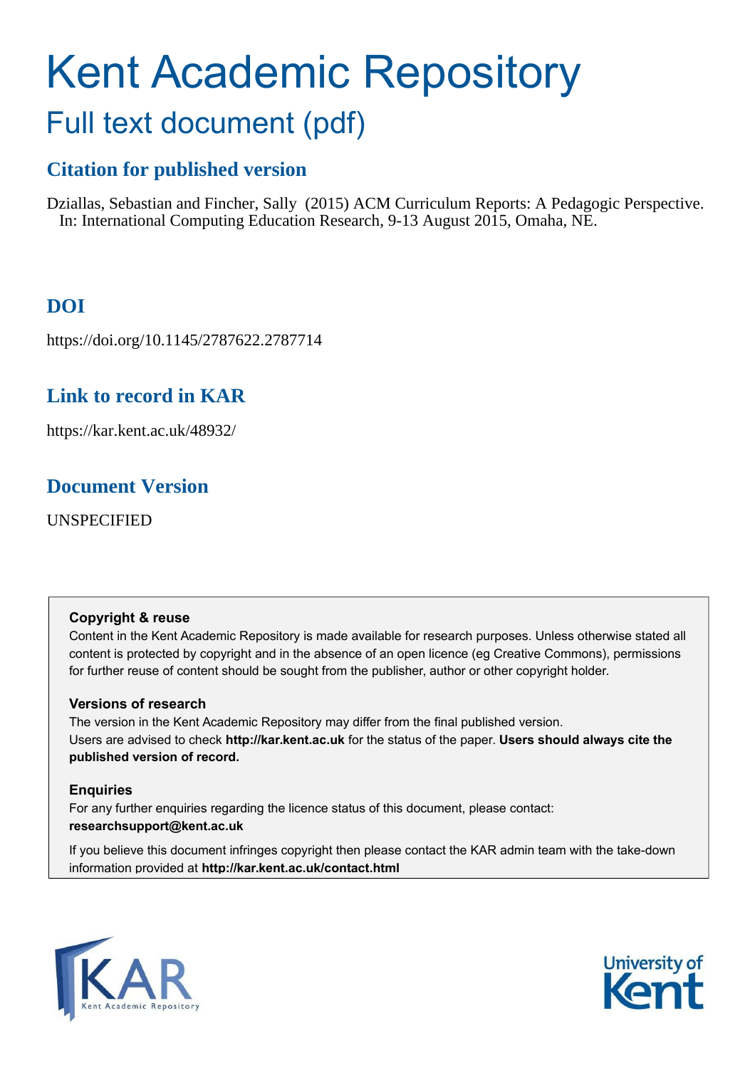# Kent Academic Repository

## Full text document (pdf)

### Citation for published version

Dziallas, Sebastian and Fincher, Sally (2015) ACM Curriculum Reports: A Pedagogic Perspective. In: International Computing Education Research, 9-13 August 2015, Omaha, NE.

### DOI

https://doi.org/10.1145/2787622.2787714

### Link to record in KAR

https://kar.kent.ac.uk/48932/

### Document Version

UNSPECIFIED

**Copyright & reuse**

Content in the Kent Academic Repository is made available for research purposes. Unless otherwise stated all content is protected by copyright and in the absence of an open licence (eg Creative Commons), permissions for further reuse of content should be sought from the publisher, author or other copyright holder.

**Versions of research**

The version in the Kent Academic Repository may differ from the final published version. Users are advised to check **http://kar.kent.ac.uk** for the status of the paper. **Users should always cite the published version of record.**

**Enquiries**

For any further enquiries regarding the licence status of this document, please contact: **researchsupport@kent.ac.uk**

If you believe this document infringes copyright then please contact the KAR admin team with the take-down information provided at **http://kar.kent.ac.uk/contact.html**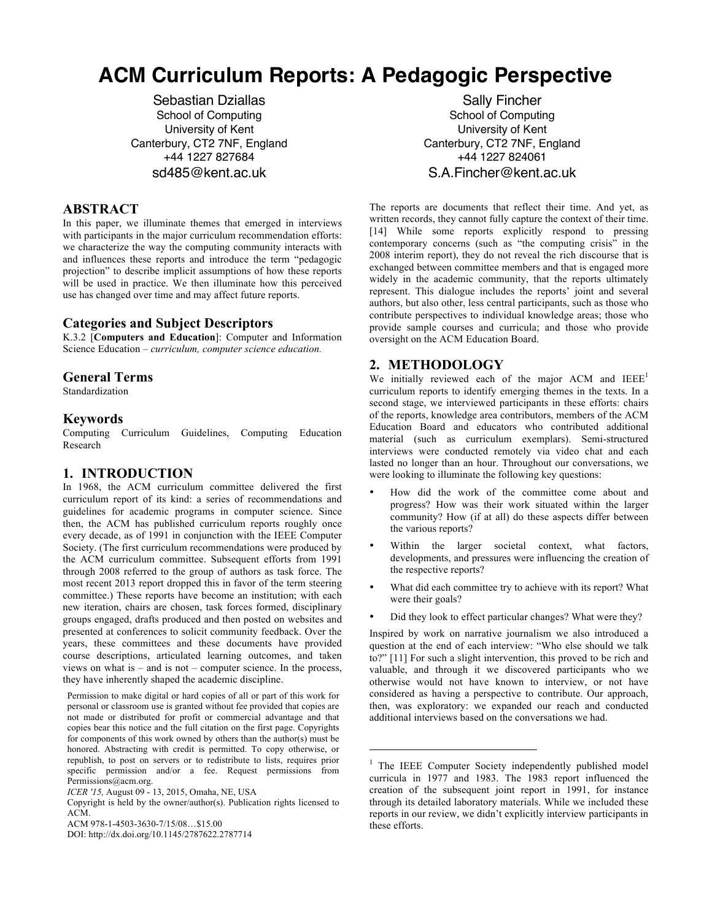# ACM Curriculum Reports: A Pedagogic Perspective

Sebastian Dziallas
School of Computing
University of Kent
Canterbury, CT2 7NF, England
+44 1227 827684
sd485@kent.ac.uk

Sally Fincher
School of Computing
University of Kent
Canterbury, CT2 7NF, England
+44 1227 824061
S.A.Fincher@kent.ac.uk

## ABSTRACT

In this paper, we illuminate themes that emerged in interviews with participants in the major curriculum recommendation efforts: we characterize the way the computing community interacts with and influences these reports and introduce the term "pedagogic projection" to describe implicit assumptions of how these reports will be used in practice. We then illuminate how this perceived use has changed over time and may affect future reports.

### Categories and Subject Descriptors

K.3.2 [**Computers and Education**]: Computer and Information Science Education – *curriculum, computer science education.*

### General Terms

Standardization

### Keywords

Computing Curriculum Guidelines, Computing Education Research

## 1. INTRODUCTION

In 1968, the ACM curriculum committee delivered the first curriculum report of its kind: a series of recommendations and guidelines for academic programs in computer science. Since then, the ACM has published curriculum reports roughly once every decade, as of 1991 in conjunction with the IEEE Computer Society. (The first curriculum recommendations were produced by the ACM curriculum committee. Subsequent efforts from 1991 through 2008 referred to the group of authors as task force. The most recent 2013 report dropped this in favor of the term steering committee.) These reports have become an institution; with each new iteration, chairs are chosen, task forces formed, disciplinary groups engaged, drafts produced and then posted on websites and presented at conferences to solicit community feedback. Over the years, these committees and these documents have provided course descriptions, articulated learning outcomes, and taken views on what is – and is not – computer science. In the process, they have inherently shaped the academic discipline.

Permission to make digital or hard copies of all or part of this work for personal or classroom use is granted without fee provided that copies are not made or distributed for profit or commercial advantage and that copies bear this notice and the full citation on the first page. Copyrights for components of this work owned by others than the author(s) must be honored. Abstracting with credit is permitted. To copy otherwise, or republish, to post on servers or to redistribute to lists, requires prior specific permission and/or a fee. Request permissions from Permissions@acm.org.

*ICER '15,* August 09 - 13, 2015, Omaha, NE, USA

Copyright is held by the owner/author(s). Publication rights licensed to ACM.

ACM 978-1-4503-3630-7/15/08…$15.00

DOI: http://dx.doi.org/10.1145/2787622.2787714

The reports are documents that reflect their time. And yet, as written records, they cannot fully capture the context of their time. [14] While some reports explicitly respond to pressing contemporary concerns (such as "the computing crisis" in the 2008 interim report), they do not reveal the rich discourse that is exchanged between committee members and that is engaged more widely in the academic community, that the reports ultimately represent. This dialogue includes the reports' joint and several authors, but also other, less central participants, such as those who contribute perspectives to individual knowledge areas; those who provide sample courses and curricula; and those who provide oversight on the ACM Education Board.

## 2. METHODOLOGY

We initially reviewed each of the major ACM and IEEE[1] curriculum reports to identify emerging themes in the texts. In a second stage, we interviewed participants in these efforts: chairs of the reports, knowledge area contributors, members of the ACM Education Board and educators who contributed additional material (such as curriculum exemplars). Semi-structured interviews were conducted remotely via video chat and each lasted no longer than an hour. Throughout our conversations, we were looking to illuminate the following key questions:

- How did the work of the committee come about and progress? How was their work situated within the larger community? How (if at all) do these aspects differ between the various reports?
- Within the larger societal context, what factors, developments, and pressures were influencing the creation of the respective reports?
- What did each committee try to achieve with its report? What were their goals?
- Did they look to effect particular changes? What were they?

Inspired by work on narrative journalism we also introduced a question at the end of each interview: "Who else should we talk to?" [11] For such a slight intervention, this proved to be rich and valuable, and through it we discovered participants who we otherwise would not have known to interview, or not have considered as having a perspective to contribute. Our approach, then, was exploratory: we expanded our reach and conducted additional interviews based on the conversations we had.

[1] The IEEE Computer Society independently published model curricula in 1977 and 1983. The 1983 report influenced the creation of the subsequent joint report in 1991, for instance through its detailed laboratory materials. While we included these reports in our review, we didn't explicitly interview participants in these efforts.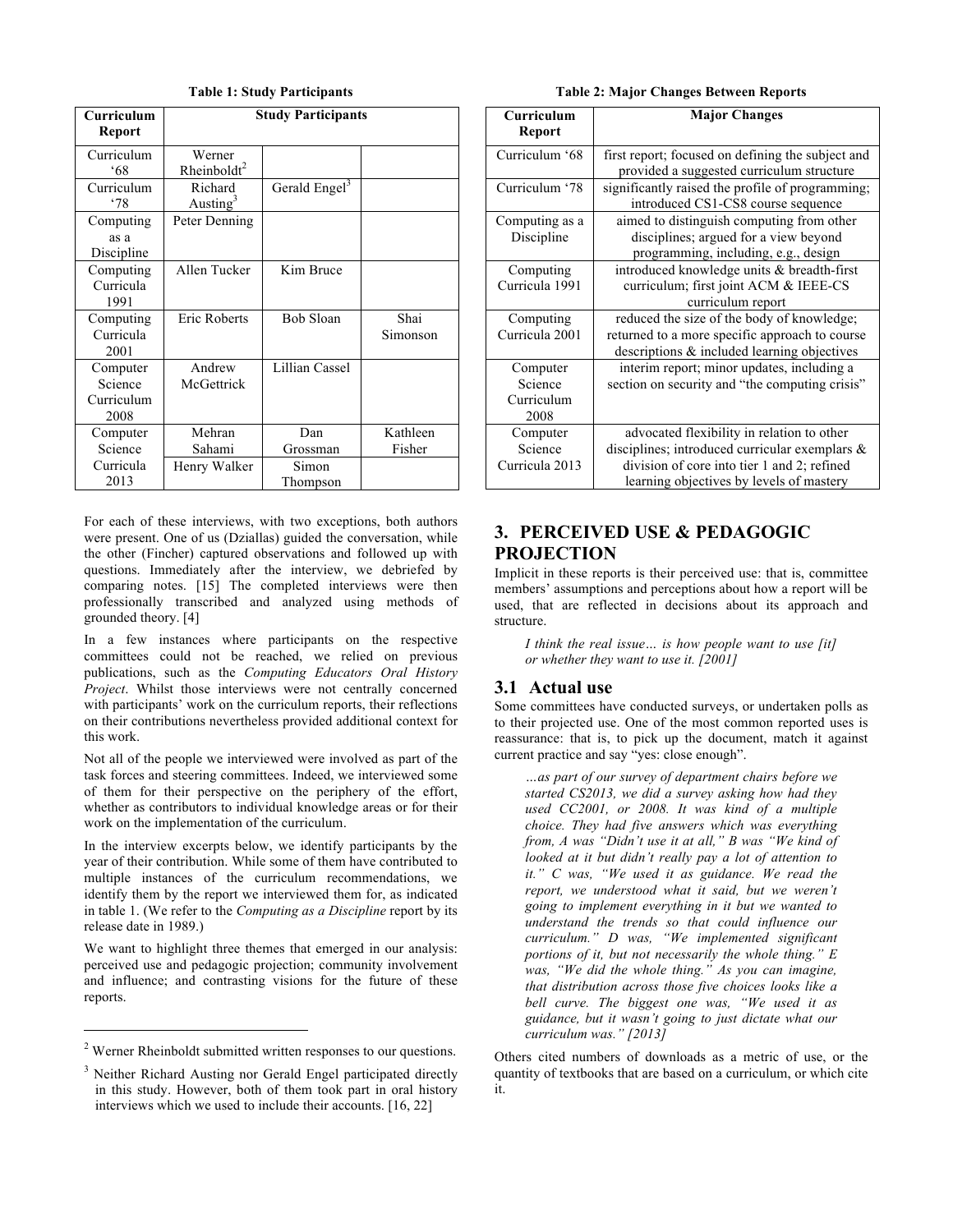**Table 1: Study Participants**

| Curriculum Report | Study Participants | | |
|---|---|---|---|
| Curriculum '68 | Werner Rheinboldt[2] | | |
| Curriculum '78 | Richard Austing[3] | Gerald Engel[3] | |
| Computing as a Discipline | Peter Denning | | |
| Computing Curricula 1991 | Allen Tucker | Kim Bruce | |
| Computing Curricula 2001 | Eric Roberts | Bob Sloan | Shai Simonson |
| Computer Science Curriculum 2008 | Andrew McGettrick | Lillian Cassel | |
| Computer Science Curricula 2013 | Mehran Sahami | Dan Grossman | Kathleen Fisher |
| | Henry Walker | Simon Thompson | |

For each of these interviews, with two exceptions, both authors were present. One of us (Dziallas) guided the conversation, while the other (Fincher) captured observations and followed up with questions. Immediately after the interview, we debriefed by comparing notes. [15] The completed interviews were then professionally transcribed and analyzed using methods of grounded theory. [4]

In a few instances where participants on the respective committees could not be reached, we relied on previous publications, such as the *Computing Educators Oral History Project*. Whilst those interviews were not centrally concerned with participants' work on the curriculum reports, their reflections on their contributions nevertheless provided additional context for this work.

Not all of the people we interviewed were involved as part of the task forces and steering committees. Indeed, we interviewed some of them for their perspective on the periphery of the effort, whether as contributors to individual knowledge areas or for their work on the implementation of the curriculum.

In the interview excerpts below, we identify participants by the year of their contribution. While some of them have contributed to multiple instances of the curriculum recommendations, we identify them by the report we interviewed them for, as indicated in table 1. (We refer to the *Computing as a Discipline* report by its release date in 1989.)

We want to highlight three themes that emerged in our analysis: perceived use and pedagogic projection; community involvement and influence; and contrasting visions for the future of these reports.

[2] Werner Rheinboldt submitted written responses to our questions.

[3] Neither Richard Austing nor Gerald Engel participated directly in this study. However, both of them took part in oral history interviews which we used to include their accounts. [16, 22]

**Table 2: Major Changes Between Reports**

| Curriculum Report | Major Changes |
|---|---|
| Curriculum '68 | first report; focused on defining the subject and provided a suggested curriculum structure |
| Curriculum '78 | significantly raised the profile of programming; introduced CS1-CS8 course sequence |
| Computing as a Discipline | aimed to distinguish computing from other disciplines; argued for a view beyond programming, including, e.g., design |
| Computing Curricula 1991 | introduced knowledge units & breadth-first curriculum; first joint ACM & IEEE-CS curriculum report |
| Computing Curricula 2001 | reduced the size of the body of knowledge; returned to a more specific approach to course descriptions & included learning objectives |
| Computer Science Curriculum 2008 | interim report; minor updates, including a section on security and "the computing crisis" |
| Computer Science Curricula 2013 | advocated flexibility in relation to other disciplines; introduced curricular exemplars & division of core into tier 1 and 2; refined learning objectives by levels of mastery |

## 3. PERCEIVED USE & PEDAGOGIC PROJECTION

Implicit in these reports is their perceived use: that is, committee members' assumptions and perceptions about how a report will be used, that are reflected in decisions about its approach and structure.

> *I think the real issue… is how people want to use [it] or whether they want to use it. [2001]*

### 3.1 Actual use

Some committees have conducted surveys, or undertaken polls as to their projected use. One of the most common reported uses is reassurance: that is, to pick up the document, match it against current practice and say "yes: close enough".

> *…as part of our survey of department chairs before we started CS2013, we did a survey asking how had they used CC2001, or 2008. It was kind of a multiple choice. They had five answers which was everything from, A was "Didn't use it at all," B was "We kind of looked at it but didn't really pay a lot of attention to it." C was, "We used it as guidance. We read the report, we understood what it said, but we weren't going to implement everything in it but we wanted to understand the trends so that could influence our curriculum." D was, "We implemented significant portions of it, but not necessarily the whole thing." E was, "We did the whole thing." As you can imagine, that distribution across those five choices looks like a bell curve. The biggest one was, "We used it as guidance, but it wasn't going to just dictate what our curriculum was." [2013]*

Others cited numbers of downloads as a metric of use, or the quantity of textbooks that are based on a curriculum, or which cite it.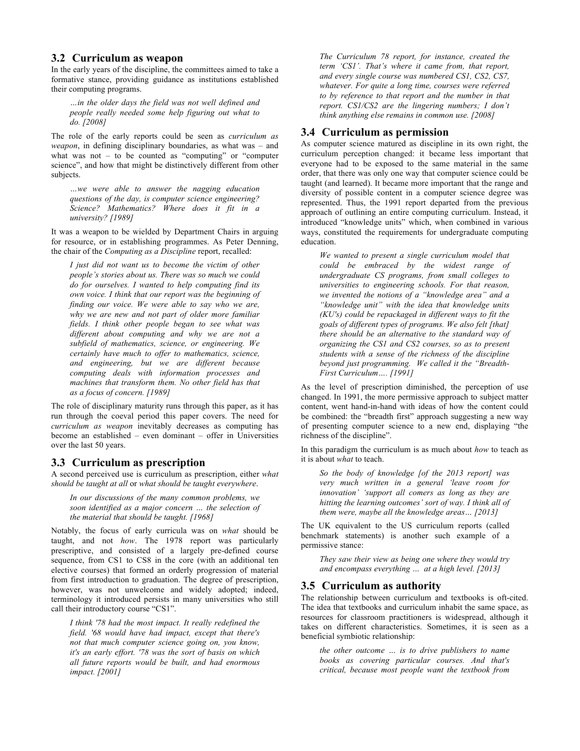### 3.2 Curriculum as weapon

In the early years of the discipline, the committees aimed to take a formative stance, providing guidance as institutions established their computing programs.

> *…in the older days the field was not well defined and people really needed some help figuring out what to do. [2008]*

The role of the early reports could be seen as *curriculum as weapon*, in defining disciplinary boundaries, as what was – and what was not – to be counted as "computing" or "computer science", and how that might be distinctively different from other subjects.

> *…we were able to answer the nagging education questions of the day, is computer science engineering? Science? Mathematics? Where does it fit in a university? [1989]*

It was a weapon to be wielded by Department Chairs in arguing for resource, or in establishing programmes. As Peter Denning, the chair of the *Computing as a Discipline* report, recalled:

> *I just did not want us to become the victim of other people's stories about us. There was so much we could do for ourselves. I wanted to help computing find its own voice. I think that our report was the beginning of finding our voice. We were able to say who we are, why we are new and not part of older more familiar fields. I think other people began to see what was different about computing and why we are not a subfield of mathematics, science, or engineering. We certainly have much to offer to mathematics, science, and engineering, but we are different because computing deals with information processes and machines that transform them. No other field has that as a focus of concern. [1989]*

The role of disciplinary maturity runs through this paper, as it has run through the coeval period this paper covers. The need for *curriculum as weapon* inevitably decreases as computing has become an established – even dominant – offer in Universities over the last 50 years.

### 3.3 Curriculum as prescription

A second perceived use is curriculum as prescription, either *what should be taught at all* or *what should be taught everywhere*.

> *In our discussions of the many common problems, we soon identified as a major concern … the selection of the material that should be taught. [1968]*

Notably, the focus of early curricula was on *what* should be taught, and not *how*. The 1978 report was particularly prescriptive, and consisted of a largely pre-defined course sequence, from CS1 to CS8 in the core (with an additional ten elective courses) that formed an orderly progression of material from first introduction to graduation. The degree of prescription, however, was not unwelcome and widely adopted; indeed, terminology it introduced persists in many universities who still call their introductory course "CS1".

> *I think '78 had the most impact. It really redefined the field. '68 would have had impact, except that there's not that much computer science going on, you know, it's an early effort. '78 was the sort of basis on which all future reports would be built, and had enormous impact. [2001]*

> *The Curriculum 78 report, for instance, created the term 'CS1'. That's where it came from, that report, and every single course was numbered CS1, CS2, CS7, whatever. For quite a long time, courses were referred to by reference to that report and the number in that report. CS1/CS2 are the lingering numbers; I don't think anything else remains in common use. [2008]*

### 3.4 Curriculum as permission

As computer science matured as discipline in its own right, the curriculum perception changed: it became less important that everyone had to be exposed to the same material in the same order, that there was only one way that computer science could be taught (and learned). It became more important that the range and diversity of possible content in a computer science degree was represented. Thus, the 1991 report departed from the previous approach of outlining an entire computing curriculum. Instead, it introduced "knowledge units" which, when combined in various ways, constituted the requirements for undergraduate computing education.

> *We wanted to present a single curriculum model that could be embraced by the widest range of undergraduate CS programs, from small colleges to universities to engineering schools. For that reason, we invented the notions of a "knowledge area" and a "knowledge unit" with the idea that knowledge units (KU's) could be repackaged in different ways to fit the goals of different types of programs. We also felt [that] there should be an alternative to the standard way of organizing the CS1 and CS2 courses, so as to present students with a sense of the richness of the discipline beyond just programming. We called it the "Breadth-First Curriculum…. [1991]*

As the level of prescription diminished, the perception of use changed. In 1991, the more permissive approach to subject matter content, went hand-in-hand with ideas of how the content could be combined: the "breadth first" approach suggesting a new way of presenting computer science to a new end, displaying "the richness of the discipline".

In this paradigm the curriculum is as much about *how* to teach as it is about *what* to teach.

> *So the body of knowledge [of the 2013 report] was very much written in a general 'leave room for innovation' 'support all comers as long as they are hitting the learning outcomes' sort of way. I think all of them were, maybe all the knowledge areas… [2013]*

The UK equivalent to the US curriculum reports (called benchmark statements) is another such example of a permissive stance:

> *They saw their view as being one where they would try and encompass everything … at a high level. [2013]*

### 3.5 Curriculum as authority

The relationship between curriculum and textbooks is oft-cited. The idea that textbooks and curriculum inhabit the same space, as resources for classroom practitioners is widespread, although it takes on different characteristics. Sometimes, it is seen as a beneficial symbiotic relationship:

> *the other outcome … is to drive publishers to name books as covering particular courses. And that's critical, because most people want the textbook from*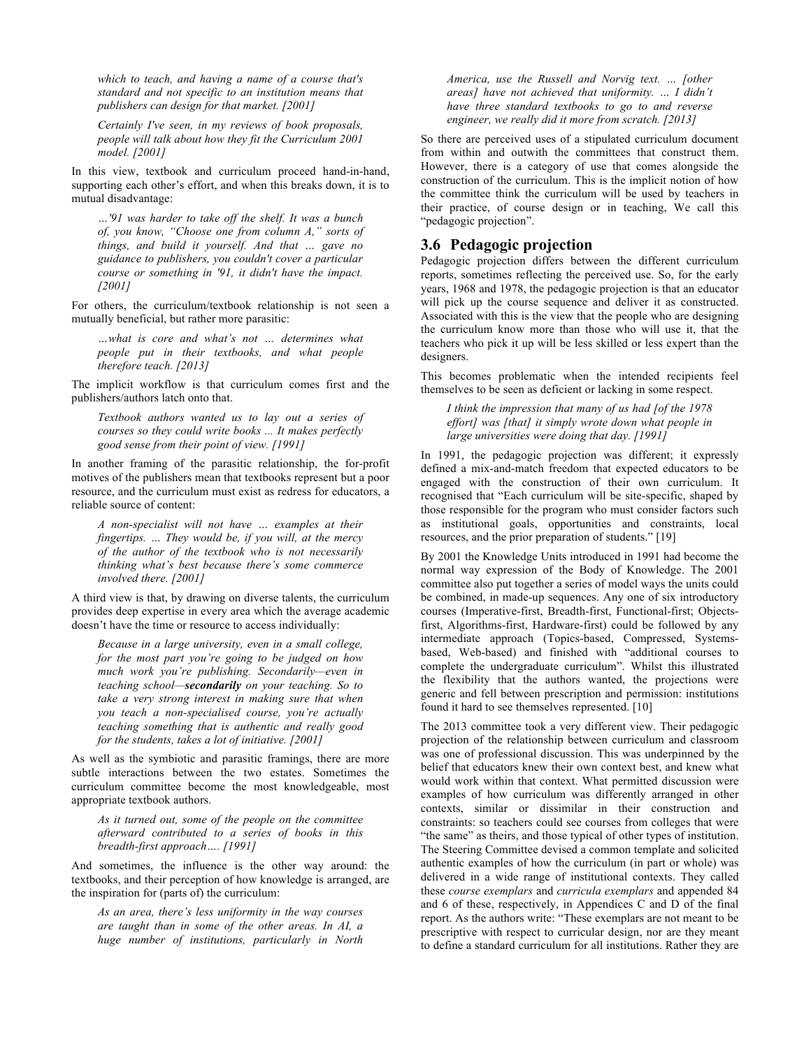*which to teach, and having a name of a course that's standard and not specific to an institution means that publishers can design for that market. [2001]*

*Certainly I've seen, in my reviews of book proposals, people will talk about how they fit the Curriculum 2001 model. [2001]*

In this view, textbook and curriculum proceed hand-in-hand, supporting each other's effort, and when this breaks down, it is to mutual disadvantage:

*…'91 was harder to take off the shelf. It was a bunch of, you know, "Choose one from column A," sorts of things, and build it yourself. And that … gave no guidance to publishers, you couldn't cover a particular course or something in '91, it didn't have the impact. [2001]*

For others, the curriculum/textbook relationship is not seen a mutually beneficial, but rather more parasitic:

*…what is core and what's not … determines what people put in their textbooks, and what people therefore teach. [2013]*

The implicit workflow is that curriculum comes first and the publishers/authors latch onto that.

*Textbook authors wanted us to lay out a series of courses so they could write books ... It makes perfectly good sense from their point of view. [1991]*

In another framing of the parasitic relationship, the for-profit motives of the publishers mean that textbooks represent but a poor resource, and the curriculum must exist as redress for educators, a reliable source of content:

*A non-specialist will not have … examples at their fingertips. … They would be, if you will, at the mercy of the author of the textbook who is not necessarily thinking what's best because there's some commerce involved there. [2001]*

A third view is that, by drawing on diverse talents, the curriculum provides deep expertise in every area which the average academic doesn't have the time or resource to access individually:

*Because in a large university, even in a small college, for the most part you're going to be judged on how much work you're publishing. Secondarily—even in teaching school—**secondarily** on your teaching. So to take a very strong interest in making sure that when you teach a non-specialised course, you're actually teaching something that is authentic and really good for the students, takes a lot of initiative. [2001]*

As well as the symbiotic and parasitic framings, there are more subtle interactions between the two estates. Sometimes the curriculum committee become the most knowledgeable, most appropriate textbook authors.

*As it turned out, some of the people on the committee afterward contributed to a series of books in this breadth-first approach…. [1991]*

And sometimes, the influence is the other way around: the textbooks, and their perception of how knowledge is arranged, are the inspiration for (parts of) the curriculum:

*As an area, there's less uniformity in the way courses are taught than in some of the other areas. In AI, a huge number of institutions, particularly in North America, use the Russell and Norvig text. … [other areas] have not achieved that uniformity. … I didn't have three standard textbooks to go to and reverse engineer, we really did it more from scratch. [2013]*

So there are perceived uses of a stipulated curriculum document from within and outwith the committees that construct them. However, there is a category of use that comes alongside the construction of the curriculum. This is the implicit notion of how the committee think the curriculum will be used by teachers in their practice, of course design or in teaching, We call this "pedagogic projection".

## 3.6 Pedagogic projection

Pedagogic projection differs between the different curriculum reports, sometimes reflecting the perceived use. So, for the early years, 1968 and 1978, the pedagogic projection is that an educator will pick up the course sequence and deliver it as constructed. Associated with this is the view that the people who are designing the curriculum know more than those who will use it, that the teachers who pick it up will be less skilled or less expert than the designers.

This becomes problematic when the intended recipients feel themselves to be seen as deficient or lacking in some respect.

*I think the impression that many of us had [of the 1978 effort] was [that] it simply wrote down what people in large universities were doing that day. [1991]*

In 1991, the pedagogic projection was different; it expressly defined a mix-and-match freedom that expected educators to be engaged with the construction of their own curriculum. It recognised that "Each curriculum will be site-specific, shaped by those responsible for the program who must consider factors such as institutional goals, opportunities and constraints, local resources, and the prior preparation of students." [19]

By 2001 the Knowledge Units introduced in 1991 had become the normal way expression of the Body of Knowledge. The 2001 committee also put together a series of model ways the units could be combined, in made-up sequences. Any one of six introductory courses (Imperative-first, Breadth-first, Functional-first; Objects-first, Algorithms-first, Hardware-first) could be followed by any intermediate approach (Topics-based, Compressed, Systems-based, Web-based) and finished with "additional courses to complete the undergraduate curriculum". Whilst this illustrated the flexibility that the authors wanted, the projections were generic and fell between prescription and permission: institutions found it hard to see themselves represented. [10]

The 2013 committee took a very different view. Their pedagogic projection of the relationship between curriculum and classroom was one of professional discussion. This was underpinned by the belief that educators knew their own context best, and knew what would work within that context. What permitted discussion were examples of how curriculum was differently arranged in other contexts, similar or dissimilar in their construction and constraints: so teachers could see courses from colleges that were "the same" as theirs, and those typical of other types of institution. The Steering Committee devised a common template and solicited authentic examples of how the curriculum (in part or whole) was delivered in a wide range of institutional contexts. They called these *course exemplars* and *curricula exemplars* and appended 84 and 6 of these, respectively, in Appendices C and D of the final report. As the authors write: "These exemplars are not meant to be prescriptive with respect to curricular design, nor are they meant to define a standard curriculum for all institutions. Rather they are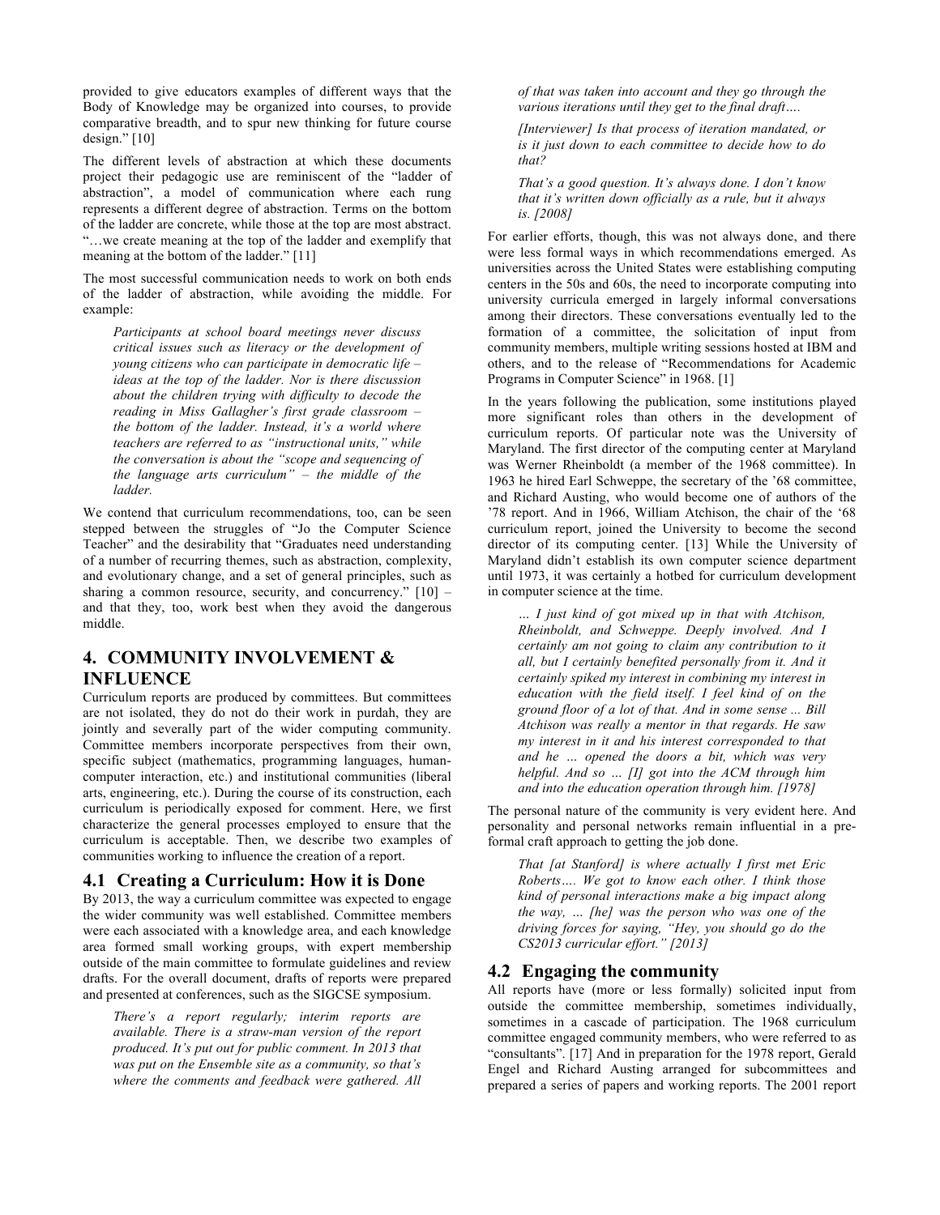provided to give educators examples of different ways that the Body of Knowledge may be organized into courses, to provide comparative breadth, and to spur new thinking for future course design." [10]

The different levels of abstraction at which these documents project their pedagogic use are reminiscent of the "ladder of abstraction", a model of communication where each rung represents a different degree of abstraction. Terms on the bottom of the ladder are concrete, while those at the top are most abstract. "…we create meaning at the top of the ladder and exemplify that meaning at the bottom of the ladder." [11]

The most successful communication needs to work on both ends of the ladder of abstraction, while avoiding the middle. For example:

> *Participants at school board meetings never discuss critical issues such as literacy or the development of young citizens who can participate in democratic life – ideas at the top of the ladder. Nor is there discussion about the children trying with difficulty to decode the reading in Miss Gallagher's first grade classroom – the bottom of the ladder. Instead, it's a world where teachers are referred to as "instructional units," while the conversation is about the "scope and sequencing of the language arts curriculum" – the middle of the ladder.*

We contend that curriculum recommendations, too, can be seen stepped between the struggles of "Jo the Computer Science Teacher" and the desirability that "Graduates need understanding of a number of recurring themes, such as abstraction, complexity, and evolutionary change, and a set of general principles, such as sharing a common resource, security, and concurrency." [10] – and that they, too, work best when they avoid the dangerous middle.

## 4. COMMUNITY INVOLVEMENT & INFLUENCE

Curriculum reports are produced by committees. But committees are not isolated, they do not do their work in purdah, they are jointly and severally part of the wider computing community. Committee members incorporate perspectives from their own, specific subject (mathematics, programming languages, human-computer interaction, etc.) and institutional communities (liberal arts, engineering, etc.). During the course of its construction, each curriculum is periodically exposed for comment. Here, we first characterize the general processes employed to ensure that the curriculum is acceptable. Then, we describe two examples of communities working to influence the creation of a report.

### 4.1 Creating a Curriculum: How it is Done

By 2013, the way a curriculum committee was expected to engage the wider community was well established. Committee members were each associated with a knowledge area, and each knowledge area formed small working groups, with expert membership outside of the main committee to formulate guidelines and review drafts. For the overall document, drafts of reports were prepared and presented at conferences, such as the SIGCSE symposium.

> *There's a report regularly; interim reports are available. There is a straw-man version of the report produced. It's put out for public comment. In 2013 that was put on the Ensemble site as a community, so that's where the comments and feedback were gathered. All of that was taken into account and they go through the various iterations until they get to the final draft….*
>
> *[Interviewer] Is that process of iteration mandated, or is it just down to each committee to decide how to do that?*
>
> *That's a good question. It's always done. I don't know that it's written down officially as a rule, but it always is. [2008]*

For earlier efforts, though, this was not always done, and there were less formal ways in which recommendations emerged. As universities across the United States were establishing computing centers in the 50s and 60s, the need to incorporate computing into university curricula emerged in largely informal conversations among their directors. These conversations eventually led to the formation of a committee, the solicitation of input from community members, multiple writing sessions hosted at IBM and others, and to the release of "Recommendations for Academic Programs in Computer Science" in 1968. [1]

In the years following the publication, some institutions played more significant roles than others in the development of curriculum reports. Of particular note was the University of Maryland. The first director of the computing center at Maryland was Werner Rheinboldt (a member of the 1968 committee). In 1963 he hired Earl Schweppe, the secretary of the '68 committee, and Richard Austing, who would become one of authors of the '78 report. And in 1966, William Atchison, the chair of the '68 curriculum report, joined the University to become the second director of its computing center. [13] While the University of Maryland didn't establish its own computer science department until 1973, it was certainly a hotbed for curriculum development in computer science at the time.

> *… I just kind of got mixed up in that with Atchison, Rheinboldt, and Schweppe. Deeply involved. And I certainly am not going to claim any contribution to it all, but I certainly benefited personally from it. And it certainly spiked my interest in combining my interest in education with the field itself. I feel kind of on the ground floor of a lot of that. And in some sense ... Bill Atchison was really a mentor in that regards. He saw my interest in it and his interest corresponded to that and he … opened the doors a bit, which was very helpful. And so … [I] got into the ACM through him and into the education operation through him. [1978]*

The personal nature of the community is very evident here. And personality and personal networks remain influential in a pre-formal craft approach to getting the job done.

> *That [at Stanford] is where actually I first met Eric Roberts…. We got to know each other. I think those kind of personal interactions make a big impact along the way, … [he] was the person who was one of the driving forces for saying, "Hey, you should go do the CS2013 curricular effort." [2013]*

### 4.2 Engaging the community

All reports have (more or less formally) solicited input from outside the committee membership, sometimes individually, sometimes in a cascade of participation. The 1968 curriculum committee engaged community members, who were referred to as "consultants". [17] And in preparation for the 1978 report, Gerald Engel and Richard Austing arranged for subcommittees and prepared a series of papers and working reports. The 2001 report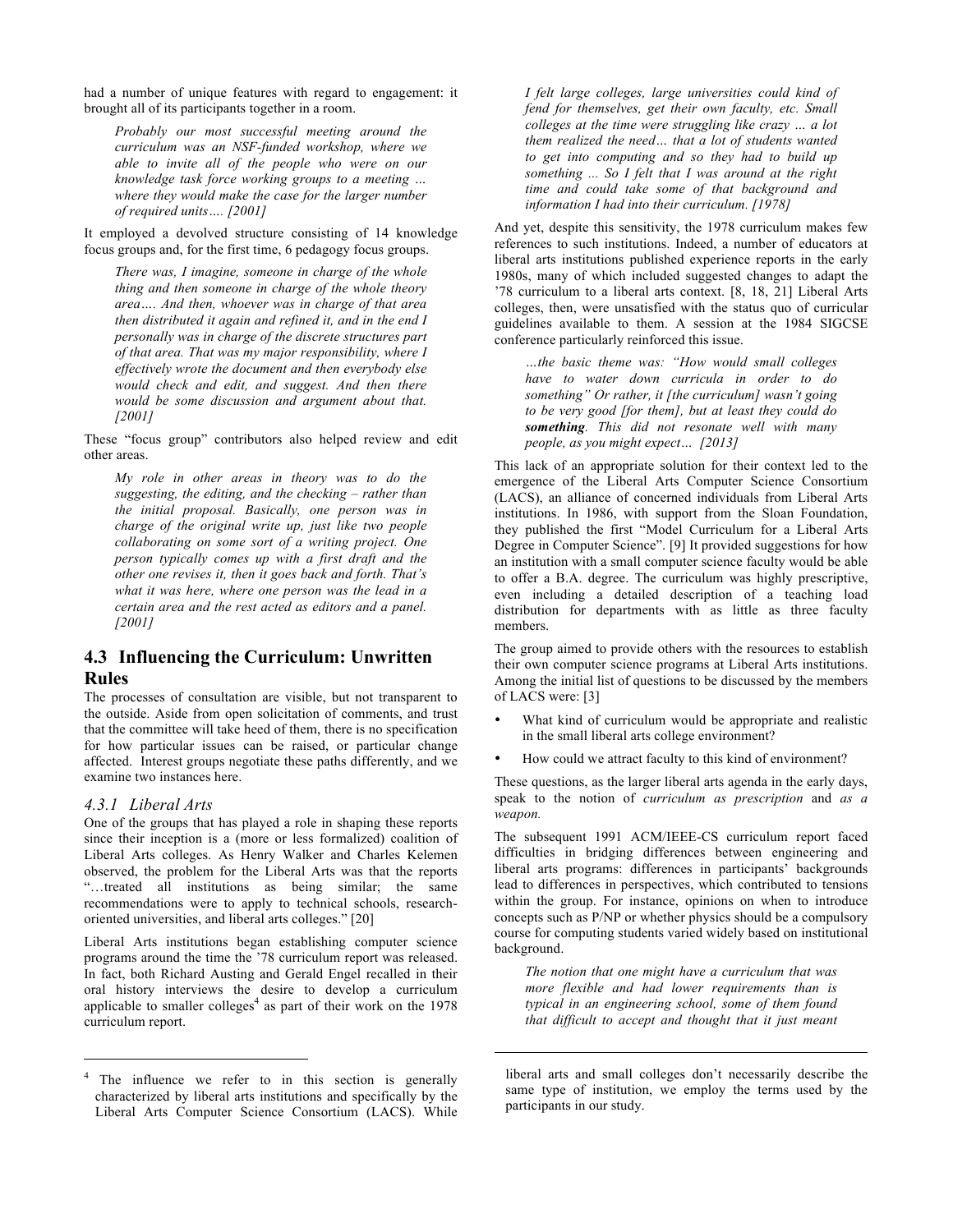had a number of unique features with regard to engagement: it brought all of its participants together in a room.

> *Probably our most successful meeting around the curriculum was an NSF-funded workshop, where we able to invite all of the people who were on our knowledge task force working groups to a meeting … where they would make the case for the larger number of required units…. [2001]*

It employed a devolved structure consisting of 14 knowledge focus groups and, for the first time, 6 pedagogy focus groups.

> *There was, I imagine, someone in charge of the whole thing and then someone in charge of the whole theory area…. And then, whoever was in charge of that area then distributed it again and refined it, and in the end I personally was in charge of the discrete structures part of that area. That was my major responsibility, where I effectively wrote the document and then everybody else would check and edit, and suggest. And then there would be some discussion and argument about that. [2001]*

These "focus group" contributors also helped review and edit other areas.

> *My role in other areas in theory was to do the suggesting, the editing, and the checking – rather than the initial proposal. Basically, one person was in charge of the original write up, just like two people collaborating on some sort of a writing project. One person typically comes up with a first draft and the other one revises it, then it goes back and forth. That's what it was here, where one person was the lead in a certain area and the rest acted as editors and a panel. [2001]*

## 4.3 Influencing the Curriculum: Unwritten Rules

The processes of consultation are visible, but not transparent to the outside. Aside from open solicitation of comments, and trust that the committee will take heed of them, there is no specification for how particular issues can be raised, or particular change affected. Interest groups negotiate these paths differently, and we examine two instances here.

### 4.3.1 Liberal Arts

One of the groups that has played a role in shaping these reports since their inception is a (more or less formalized) coalition of Liberal Arts colleges. As Henry Walker and Charles Kelemen observed, the problem for the Liberal Arts was that the reports "…treated all institutions as being similar; the same recommendations were to apply to technical schools, research-oriented universities, and liberal arts colleges." [20]

Liberal Arts institutions began establishing computer science programs around the time the '78 curriculum report was released. In fact, both Richard Austing and Gerald Engel recalled in their oral history interviews the desire to develop a curriculum applicable to smaller colleges[4] as part of their work on the 1978 curriculum report.

> *I felt large colleges, large universities could kind of fend for themselves, get their own faculty, etc. Small colleges at the time were struggling like crazy … a lot them realized the need… that a lot of students wanted to get into computing and so they had to build up something ... So I felt that I was around at the right time and could take some of that background and information I had into their curriculum. [1978]*

And yet, despite this sensitivity, the 1978 curriculum makes few references to such institutions. Indeed, a number of educators at liberal arts institutions published experience reports in the early 1980s, many of which included suggested changes to adapt the '78 curriculum to a liberal arts context. [8, 18, 21] Liberal Arts colleges, then, were unsatisfied with the status quo of curricular guidelines available to them. A session at the 1984 SIGCSE conference particularly reinforced this issue.

> *…the basic theme was: "How would small colleges have to water down curricula in order to do something" Or rather, it [the curriculum] wasn't going to be very good [for them], but at least they could do* ***something****. This did not resonate well with many people, as you might expect… [2013]*

This lack of an appropriate solution for their context led to the emergence of the Liberal Arts Computer Science Consortium (LACS), an alliance of concerned individuals from Liberal Arts institutions. In 1986, with support from the Sloan Foundation, they published the first "Model Curriculum for a Liberal Arts Degree in Computer Science". [9] It provided suggestions for how an institution with a small computer science faculty would be able to offer a B.A. degree. The curriculum was highly prescriptive, even including a detailed description of a teaching load distribution for departments with as little as three faculty members.

The group aimed to provide others with the resources to establish their own computer science programs at Liberal Arts institutions. Among the initial list of questions to be discussed by the members of LACS were: [3]

- What kind of curriculum would be appropriate and realistic in the small liberal arts college environment?
- How could we attract faculty to this kind of environment?

These questions, as the larger liberal arts agenda in the early days, speak to the notion of *curriculum as prescription* and *as a weapon.*

The subsequent 1991 ACM/IEEE-CS curriculum report faced difficulties in bridging differences between engineering and liberal arts programs: differences in participants' backgrounds lead to differences in perspectives, which contributed to tensions within the group. For instance, opinions on when to introduce concepts such as P/NP or whether physics should be a compulsory course for computing students varied widely based on institutional background.

> *The notion that one might have a curriculum that was more flexible and had lower requirements than is typical in an engineering school, some of them found that difficult to accept and thought that it just meant*

---

[4] The influence we refer to in this section is generally characterized by liberal arts institutions and specifically by the Liberal Arts Computer Science Consortium (LACS). While liberal arts and small colleges don't necessarily describe the same type of institution, we employ the terms used by the participants in our study.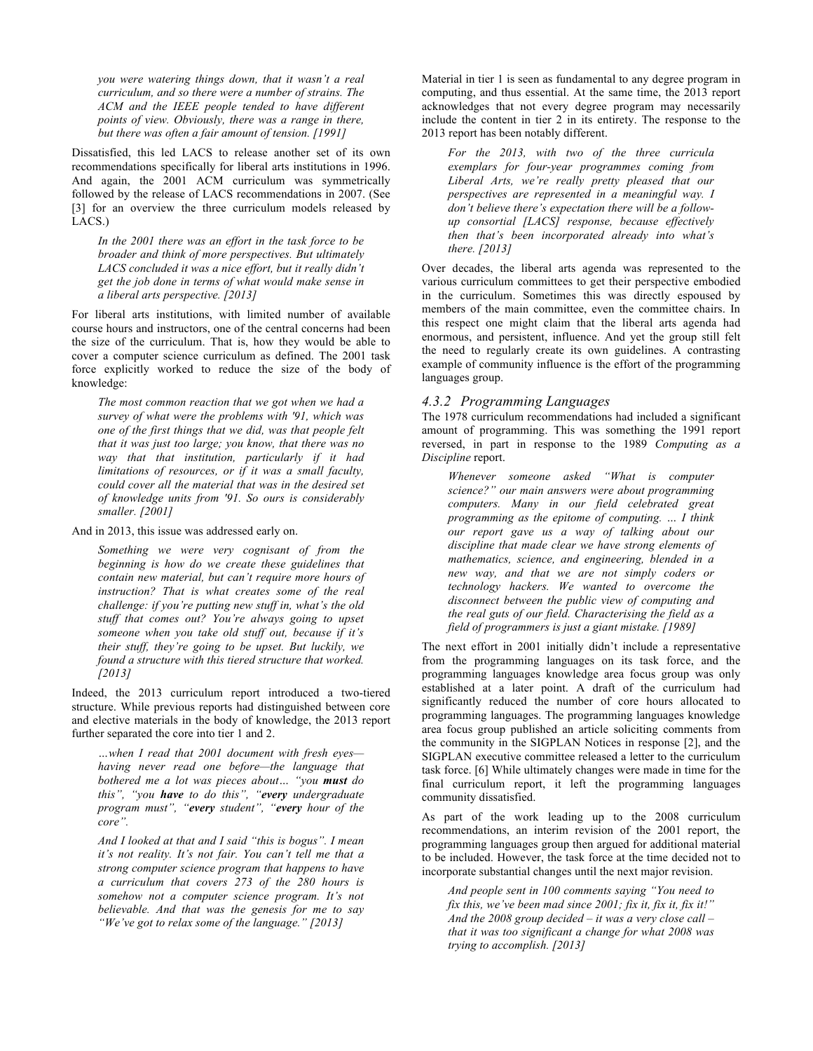*you were watering things down, that it wasn't a real curriculum, and so there were a number of strains. The ACM and the IEEE people tended to have different points of view. Obviously, there was a range in there, but there was often a fair amount of tension. [1991]*

Dissatisfied, this led LACS to release another set of its own recommendations specifically for liberal arts institutions in 1996. And again, the 2001 ACM curriculum was symmetrically followed by the release of LACS recommendations in 2007. (See [3] for an overview the three curriculum models released by LACS.)

> *In the 2001 there was an effort in the task force to be broader and think of more perspectives. But ultimately LACS concluded it was a nice effort, but it really didn't get the job done in terms of what would make sense in a liberal arts perspective. [2013]*

For liberal arts institutions, with limited number of available course hours and instructors, one of the central concerns had been the size of the curriculum. That is, how they would be able to cover a computer science curriculum as defined. The 2001 task force explicitly worked to reduce the size of the body of knowledge:

> *The most common reaction that we got when we had a survey of what were the problems with '91, which was one of the first things that we did, was that people felt that it was just too large; you know, that there was no way that that institution, particularly if it had limitations of resources, or if it was a small faculty, could cover all the material that was in the desired set of knowledge units from '91. So ours is considerably smaller. [2001]*

And in 2013, this issue was addressed early on.

> *Something we were very cognisant of from the beginning is how do we create these guidelines that contain new material, but can't require more hours of instruction? That is what creates some of the real challenge: if you're putting new stuff in, what's the old stuff that comes out? You're always going to upset someone when you take old stuff out, because if it's their stuff, they're going to be upset. But luckily, we found a structure with this tiered structure that worked. [2013]*

Indeed, the 2013 curriculum report introduced a two-tiered structure. While previous reports had distinguished between core and elective materials in the body of knowledge, the 2013 report further separated the core into tier 1 and 2.

> *…when I read that 2001 document with fresh eyes—having never read one before—the language that bothered me a lot was pieces about… "you **must** do this", "you **have** to do this", "**every** undergraduate program must", "**every** student", "**every** hour of the core".*
>
> *And I looked at that and I said "this is bogus". I mean it's not reality. It's not fair. You can't tell me that a strong computer science program that happens to have a curriculum that covers 273 of the 280 hours is somehow not a computer science program. It's not believable. And that was the genesis for me to say "We've got to relax some of the language." [2013]*

Material in tier 1 is seen as fundamental to any degree program in computing, and thus essential. At the same time, the 2013 report acknowledges that not every degree program may necessarily include the content in tier 2 in its entirety. The response to the 2013 report has been notably different.

> *For the 2013, with two of the three curricula exemplars for four-year programmes coming from Liberal Arts, we're really pretty pleased that our perspectives are represented in a meaningful way. I don't believe there's expectation there will be a follow-up consortial [LACS] response, because effectively then that's been incorporated already into what's there. [2013]*

Over decades, the liberal arts agenda was represented to the various curriculum committees to get their perspective embodied in the curriculum. Sometimes this was directly espoused by members of the main committee, even the committee chairs. In this respect one might claim that the liberal arts agenda had enormous, and persistent, influence. And yet the group still felt the need to regularly create its own guidelines. A contrasting example of community influence is the effort of the programming languages group.

### *4.3.2 Programming Languages*

The 1978 curriculum recommendations had included a significant amount of programming. This was something the 1991 report reversed, in part in response to the 1989 *Computing as a Discipline* report.

> *Whenever someone asked "What is computer science?" our main answers were about programming computers. Many in our field celebrated great programming as the epitome of computing. … I think our report gave us a way of talking about our discipline that made clear we have strong elements of mathematics, science, and engineering, blended in a new way, and that we are not simply coders or technology hackers. We wanted to overcome the disconnect between the public view of computing and the real guts of our field. Characterising the field as a field of programmers is just a giant mistake. [1989]*

The next effort in 2001 initially didn't include a representative from the programming languages on its task force, and the programming languages knowledge area focus group was only established at a later point. A draft of the curriculum had significantly reduced the number of core hours allocated to programming languages. The programming languages knowledge area focus group published an article soliciting comments from the community in the SIGPLAN Notices in response [2], and the SIGPLAN executive committee released a letter to the curriculum task force. [6] While ultimately changes were made in time for the final curriculum report, it left the programming languages community dissatisfied.

As part of the work leading up to the 2008 curriculum recommendations, an interim revision of the 2001 report, the programming languages group then argued for additional material to be included. However, the task force at the time decided not to incorporate substantial changes until the next major revision.

> *And people sent in 100 comments saying "You need to fix this, we've been mad since 2001; fix it, fix it, fix it!" And the 2008 group decided – it was a very close call – that it was too significant a change for what 2008 was trying to accomplish. [2013]*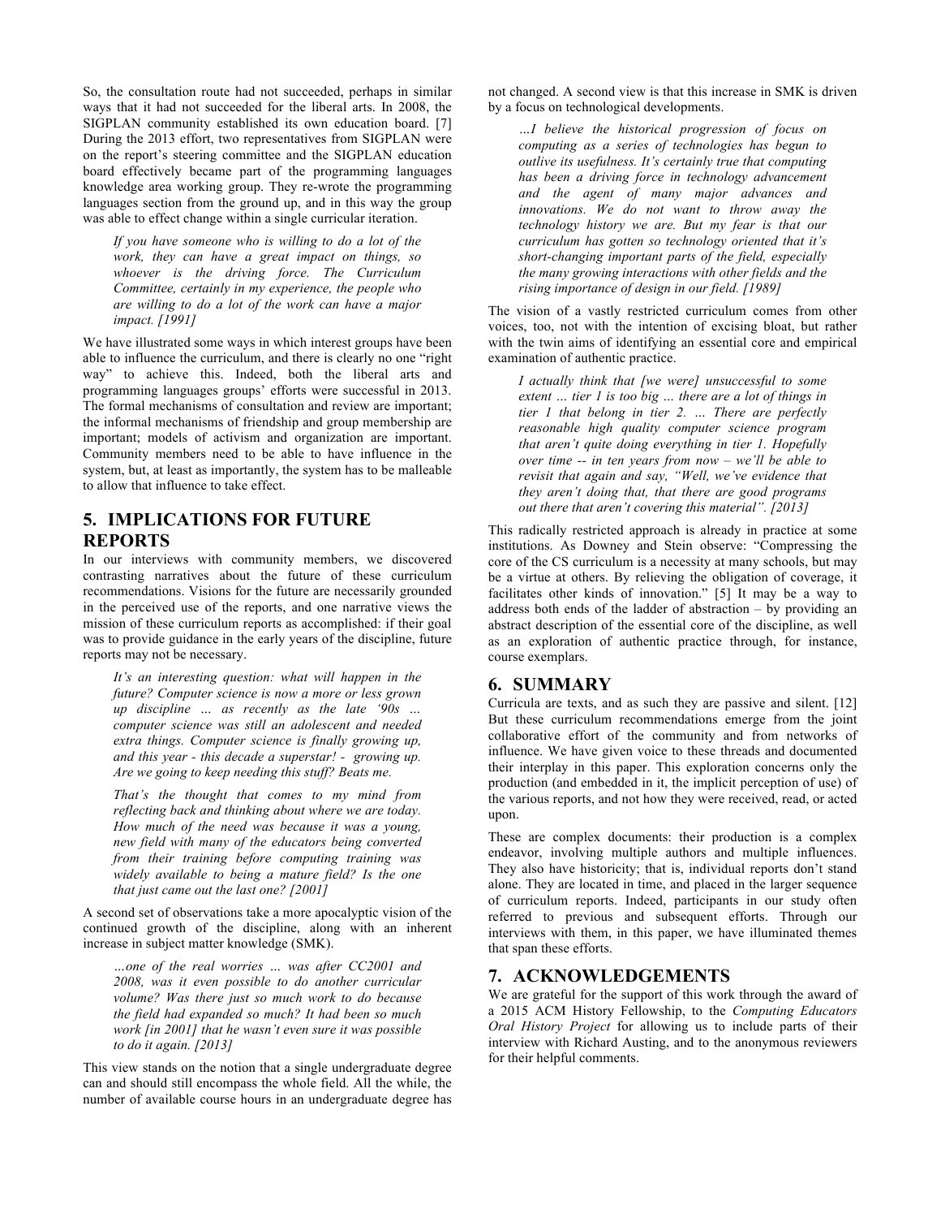So, the consultation route had not succeeded, perhaps in similar ways that it had not succeeded for the liberal arts. In 2008, the SIGPLAN community established its own education board. [7] During the 2013 effort, two representatives from SIGPLAN were on the report's steering committee and the SIGPLAN education board effectively became part of the programming languages knowledge area working group. They re-wrote the programming languages section from the ground up, and in this way the group was able to effect change within a single curricular iteration.

> *If you have someone who is willing to do a lot of the work, they can have a great impact on things, so whoever is the driving force. The Curriculum Committee, certainly in my experience, the people who are willing to do a lot of the work can have a major impact. [1991]*

We have illustrated some ways in which interest groups have been able to influence the curriculum, and there is clearly no one "right way" to achieve this. Indeed, both the liberal arts and programming languages groups' efforts were successful in 2013. The formal mechanisms of consultation and review are important; the informal mechanisms of friendship and group membership are important; models of activism and organization are important. Community members need to be able to have influence in the system, but, at least as importantly, the system has to be malleable to allow that influence to take effect.

## 5. IMPLICATIONS FOR FUTURE REPORTS

In our interviews with community members, we discovered contrasting narratives about the future of these curriculum recommendations. Visions for the future are necessarily grounded in the perceived use of the reports, and one narrative views the mission of these curriculum reports as accomplished: if their goal was to provide guidance in the early years of the discipline, future reports may not be necessary.

> *It's an interesting question: what will happen in the future? Computer science is now a more or less grown up discipline … as recently as the late '90s … computer science was still an adolescent and needed extra things. Computer science is finally growing up, and this year - this decade a superstar! - growing up. Are we going to keep needing this stuff? Beats me.*
>
> *That's the thought that comes to my mind from reflecting back and thinking about where we are today. How much of the need was because it was a young, new field with many of the educators being converted from their training before computing training was widely available to being a mature field? Is the one that just came out the last one? [2001]*

A second set of observations take a more apocalyptic vision of the continued growth of the discipline, along with an inherent increase in subject matter knowledge (SMK).

> *…one of the real worries … was after CC2001 and 2008, was it even possible to do another curricular volume? Was there just so much work to do because the field had expanded so much? It had been so much work [in 2001] that he wasn't even sure it was possible to do it again. [2013]*

This view stands on the notion that a single undergraduate degree can and should still encompass the whole field. All the while, the number of available course hours in an undergraduate degree has not changed. A second view is that this increase in SMK is driven by a focus on technological developments.

> *…I believe the historical progression of focus on computing as a series of technologies has begun to outlive its usefulness. It's certainly true that computing has been a driving force in technology advancement and the agent of many major advances and innovations. We do not want to throw away the technology history we are. But my fear is that our curriculum has gotten so technology oriented that it's short-changing important parts of the field, especially the many growing interactions with other fields and the rising importance of design in our field. [1989]*

The vision of a vastly restricted curriculum comes from other voices, too, not with the intention of excising bloat, but rather with the twin aims of identifying an essential core and empirical examination of authentic practice.

> *I actually think that [we were] unsuccessful to some extent … tier 1 is too big … there are a lot of things in tier 1 that belong in tier 2. … There are perfectly reasonable high quality computer science program that aren't quite doing everything in tier 1. Hopefully over time -- in ten years from now – we'll be able to revisit that again and say, "Well, we've evidence that they aren't doing that, that there are good programs out there that aren't covering this material". [2013]*

This radically restricted approach is already in practice at some institutions. As Downey and Stein observe: "Compressing the core of the CS curriculum is a necessity at many schools, but may be a virtue at others. By relieving the obligation of coverage, it facilitates other kinds of innovation." [5] It may be a way to address both ends of the ladder of abstraction – by providing an abstract description of the essential core of the discipline, as well as an exploration of authentic practice through, for instance, course exemplars.

## 6. SUMMARY

Curricula are texts, and as such they are passive and silent. [12] But these curriculum recommendations emerge from the joint collaborative effort of the community and from networks of influence. We have given voice to these threads and documented their interplay in this paper. This exploration concerns only the production (and embedded in it, the implicit perception of use) of the various reports, and not how they were received, read, or acted upon.

These are complex documents: their production is a complex endeavor, involving multiple authors and multiple influences. They also have historicity; that is, individual reports don't stand alone. They are located in time, and placed in the larger sequence of curriculum reports. Indeed, participants in our study often referred to previous and subsequent efforts. Through our interviews with them, in this paper, we have illuminated themes that span these efforts.

## 7. ACKNOWLEDGEMENTS

We are grateful for the support of this work through the award of a 2015 ACM History Fellowship, to the *Computing Educators Oral History Project* for allowing us to include parts of their interview with Richard Austing, and to the anonymous reviewers for their helpful comments.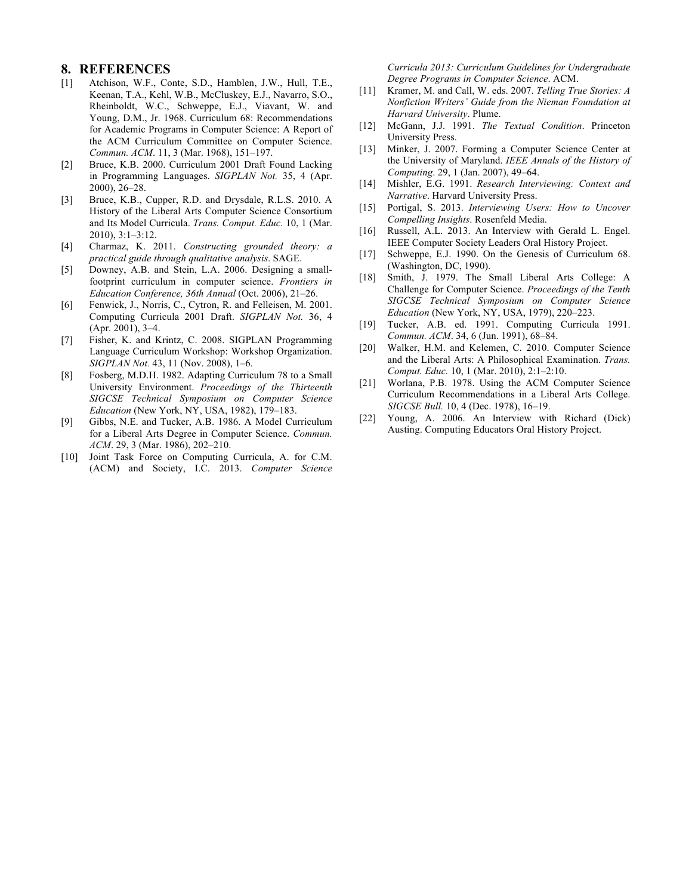## 8. REFERENCES

[1] Atchison, W.F., Conte, S.D., Hamblen, J.W., Hull, T.E., Keenan, T.A., Kehl, W.B., McCluskey, E.J., Navarro, S.O., Rheinboldt, W.C., Schweppe, E.J., Viavant, W. and Young, D.M., Jr. 1968. Curriculum 68: Recommendations for Academic Programs in Computer Science: A Report of the ACM Curriculum Committee on Computer Science. *Commun. ACM*. 11, 3 (Mar. 1968), 151–197.

[2] Bruce, K.B. 2000. Curriculum 2001 Draft Found Lacking in Programming Languages. *SIGPLAN Not.* 35, 4 (Apr. 2000), 26–28.

[3] Bruce, K.B., Cupper, R.D. and Drysdale, R.L.S. 2010. A History of the Liberal Arts Computer Science Consortium and Its Model Curricula. *Trans. Comput. Educ.* 10, 1 (Mar. 2010), 3:1–3:12.

[4] Charmaz, K. 2011. *Constructing grounded theory: a practical guide through qualitative analysis*. SAGE.

[5] Downey, A.B. and Stein, L.A. 2006. Designing a small-footprint curriculum in computer science. *Frontiers in Education Conference, 36th Annual* (Oct. 2006), 21–26.

[6] Fenwick, J., Norris, C., Cytron, R. and Felleisen, M. 2001. Computing Curricula 2001 Draft. *SIGPLAN Not.* 36, 4 (Apr. 2001), 3–4.

[7] Fisher, K. and Krintz, C. 2008. SIGPLAN Programming Language Curriculum Workshop: Workshop Organization. *SIGPLAN Not.* 43, 11 (Nov. 2008), 1–6.

[8] Fosberg, M.D.H. 1982. Adapting Curriculum 78 to a Small University Environment. *Proceedings of the Thirteenth SIGCSE Technical Symposium on Computer Science Education* (New York, NY, USA, 1982), 179–183.

[9] Gibbs, N.E. and Tucker, A.B. 1986. A Model Curriculum for a Liberal Arts Degree in Computer Science. *Commun. ACM*. 29, 3 (Mar. 1986), 202–210.

[10] Joint Task Force on Computing Curricula, A. for C.M. (ACM) and Society, I.C. 2013. *Computer Science Curricula 2013: Curriculum Guidelines for Undergraduate Degree Programs in Computer Science*. ACM.

[11] Kramer, M. and Call, W. eds. 2007. *Telling True Stories: A Nonfiction Writers' Guide from the Nieman Foundation at Harvard University*. Plume.

[12] McGann, J.J. 1991. *The Textual Condition*. Princeton University Press.

[13] Minker, J. 2007. Forming a Computer Science Center at the University of Maryland. *IEEE Annals of the History of Computing*. 29, 1 (Jan. 2007), 49–64.

[14] Mishler, E.G. 1991. *Research Interviewing: Context and Narrative*. Harvard University Press.

[15] Portigal, S. 2013. *Interviewing Users: How to Uncover Compelling Insights*. Rosenfeld Media.

[16] Russell, A.L. 2013. An Interview with Gerald L. Engel. IEEE Computer Society Leaders Oral History Project.

[17] Schweppe, E.J. 1990. On the Genesis of Curriculum 68. (Washington, DC, 1990).

[18] Smith, J. 1979. The Small Liberal Arts College: A Challenge for Computer Science. *Proceedings of the Tenth SIGCSE Technical Symposium on Computer Science Education* (New York, NY, USA, 1979), 220–223.

[19] Tucker, A.B. ed. 1991. Computing Curricula 1991. *Commun. ACM*. 34, 6 (Jun. 1991), 68–84.

[20] Walker, H.M. and Kelemen, C. 2010. Computer Science and the Liberal Arts: A Philosophical Examination. *Trans. Comput. Educ.* 10, 1 (Mar. 2010), 2:1–2:10.

[21] Worlana, P.B. 1978. Using the ACM Computer Science Curriculum Recommendations in a Liberal Arts College. *SIGCSE Bull.* 10, 4 (Dec. 1978), 16–19.

[22] Young, A. 2006. An Interview with Richard (Dick) Austing. Computing Educators Oral History Project.